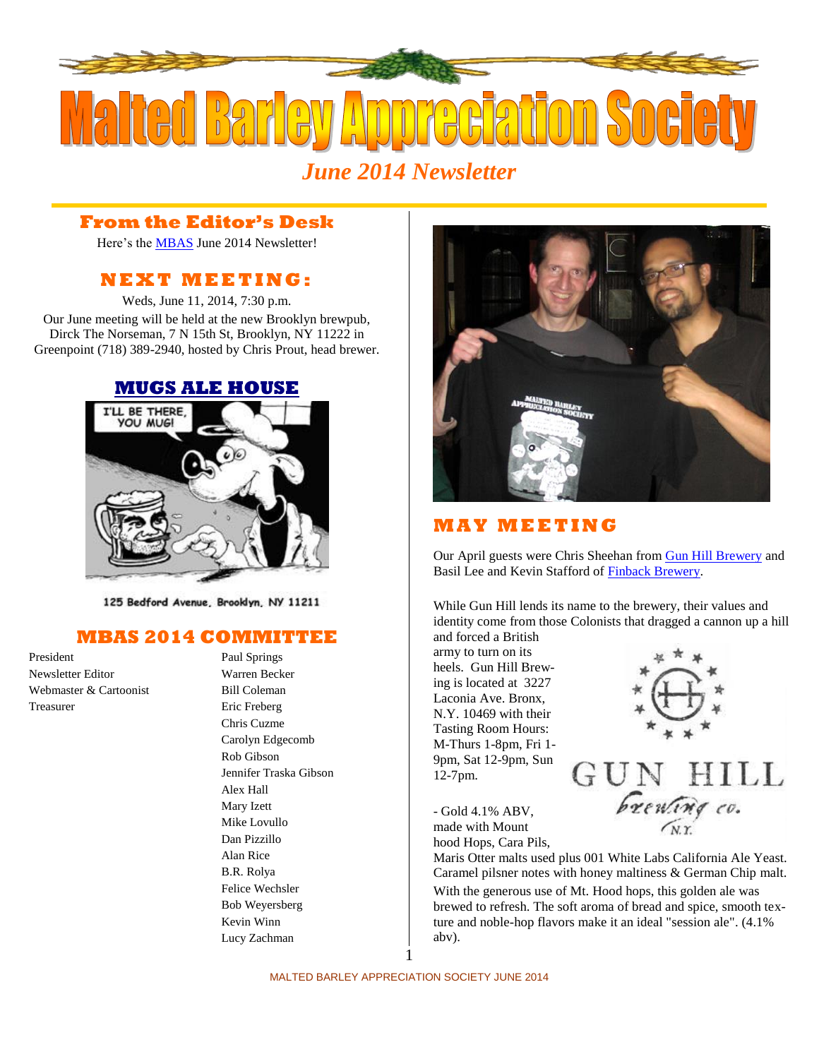# Malted Barley Appreciation Society

*June 2014 Newsletter*

## From the Editor's Desk

Here's the MBAS June 2014 Newsletter!

## NEXT MEETING:

Weds, June 11, 2014, 7:30 p.m.

Our June meeting will be held at the new Brooklyn brewpub, Dirck The Norseman, 7 N 15th St, Brooklyn, NY 11222 in Greenpoint (718) 389-2940, hosted by Chris Prout, head brewer.

## MUGS ALE HOUSE

I'LL BE THERE, YOU MUG!

125 Bedford Avenue, Brooklyn, NY 11211

## MBAS 2014 COMMITTEE

| | |
|---|---|
| President | Paul Springs |
| Newsletter Editor | Warren Becker |
| Webmaster & Cartoonist | Bill Coleman |
| Treasurer | Eric Freberg |
| | Chris Cuzme |
| | Carolyn Edgecomb |
| | Rob Gibson |
| | Jennifer Traska Gibson |
| | Alex Hall |
| | Mary Izett |
| | Mike Lovullo |
| | Dan Pizzillo |
| | Alan Rice |
| | B.R. Rolya |
| | Felice Wechsler |
| | Bob Weyersberg |
| | Kevin Winn |
| | Lucy Zachman |

## MAY MEETING

Our April guests were Chris Sheehan from Gun Hill Brewery and Basil Lee and Kevin Stafford of Finback Brewery.

While Gun Hill lends its name to the brewery, their values and identity come from those Colonists that dragged a cannon up a hill and forced a British army to turn on its heels. Gun Hill Brewing is located at 3227 Laconia Ave. Bronx, N.Y. 10469 with their Tasting Room Hours: M-Thurs 1-8pm, Fri 1-9pm, Sat 12-9pm, Sun 12-7pm.

GUN HILL brewing co. N.Y.

- Gold 4.1% ABV, made with Mount hood Hops, Cara Pils, Maris Otter malts used plus 001 White Labs California Ale Yeast. Caramel pilsner notes with honey maltiness & German Chip malt.

With the generous use of Mt. Hood hops, this golden ale was brewed to refresh. The soft aroma of bread and spice, smooth texture and noble-hop flavors make it an ideal "session ale". (4.1% abv).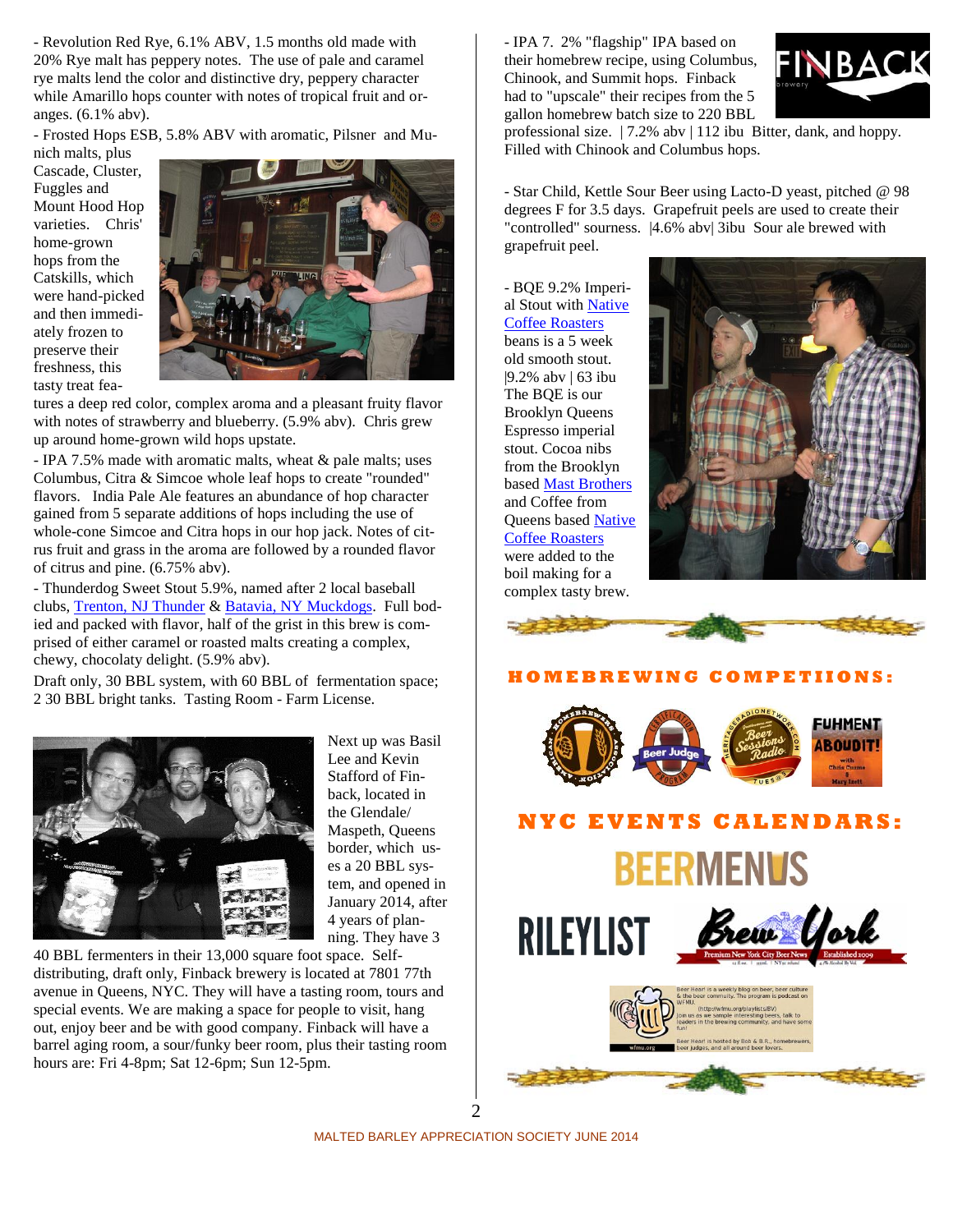- Revolution Red Rye, 6.1% ABV, 1.5 months old made with 20% Rye malt has peppery notes. The use of pale and caramel rye malts lend the color and distinctive dry, peppery character while Amarillo hops counter with notes of tropical fruit and oranges. (6.1% abv).

- Frosted Hops ESB, 5.8% ABV with aromatic, Pilsner and Munich malts, plus Cascade, Cluster, Fuggles and Mount Hood Hop varieties. Chris' home-grown hops from the Catskills, which were hand-picked and then immediately frozen to preserve their freshness, this tasty treat features a deep red color, complex aroma and a pleasant fruity flavor with notes of strawberry and blueberry. (5.9% abv). Chris grew up around home-grown wild hops upstate.

- IPA 7.5% made with aromatic malts, wheat & pale malts; uses Columbus, Citra & Simcoe whole leaf hops to create "rounded" flavors. India Pale Ale features an abundance of hop character gained from 5 separate additions of hops including the use of whole-cone Simcoe and Citra hops in our hop jack. Notes of citrus fruit and grass in the aroma are followed by a rounded flavor of citrus and pine. (6.75% abv).

- Thunderdog Sweet Stout 5.9%, named after 2 local baseball clubs, Trenton, NJ Thunder & Batavia, NY Muckdogs. Full bodied and packed with flavor, half of the grist in this brew is comprised of either caramel or roasted malts creating a complex, chewy, chocolaty delight. (5.9% abv).

Draft only, 30 BBL system, with 60 BBL of fermentation space; 2 30 BBL bright tanks. Tasting Room - Farm License.

Next up was Basil Lee and Kevin Stafford of Finback, located in the Glendale/ Maspeth, Queens border, which uses a 20 BBL system, and opened in January 2014, after 4 years of planning. They have 3 40 BBL fermenters in their 13,000 square foot space. Self-distributing, draft only, Finback brewery is located at 7801 77th avenue in Queens, NYC. They will have a tasting room, tours and special events. We are making a space for people to visit, hang out, enjoy beer and be with good company. Finback will have a barrel aging room, a sour/funky beer room, plus their tasting room hours are: Fri 4-8pm; Sat 12-6pm; Sun 12-5pm.

FINBACK brewery

- IPA 7. 2% "flagship" IPA based on their homebrew recipe, using Columbus, Chinook, and Summit hops. Finback had to "upscale" their recipes from the 5 gallon homebrew batch size to 220 BBL professional size. | 7.2% abv | 112 ibu Bitter, dank, and hoppy. Filled with Chinook and Columbus hops.

- Star Child, Kettle Sour Beer using Lacto-D yeast, pitched @ 98 degrees F for 3.5 days. Grapefruit peels are used to create their "controlled" sourness. |4.6% abv| 3ibu Sour ale brewed with grapefruit peel.

- BQE 9.2% Imperial Stout with Native Coffee Roasters beans is a 5 week old smooth stout. |9.2% abv | 63 ibu The BQE is our Brooklyn Queens Espresso imperial stout. Cocoa nibs from the Brooklyn based Mast Brothers and Coffee from Queens based Native Coffee Roasters were added to the boil making for a complex tasty brew.

## HOMEBREWING COMPETIIONS:

## NYC EVENTS CALENDARS:

BEERMENUS

RILEYLIST

Brew York — Premium New York City Beer News — Established 2009

Beer Hear! is a weekly blog on beer, beer culture & the beer community. The program is podcast on WFMU. (http://wfmu.org/playlists/BV) Join us as we sample interesting beers, talk to leaders in the brewing community, and have some fun! Beer Hear! is hosted by Bob & B.R., homebrewers, beer judges, and all around beer lovers.

MALTED BARLEY APPRECIATION SOCIETY JUNE 2014